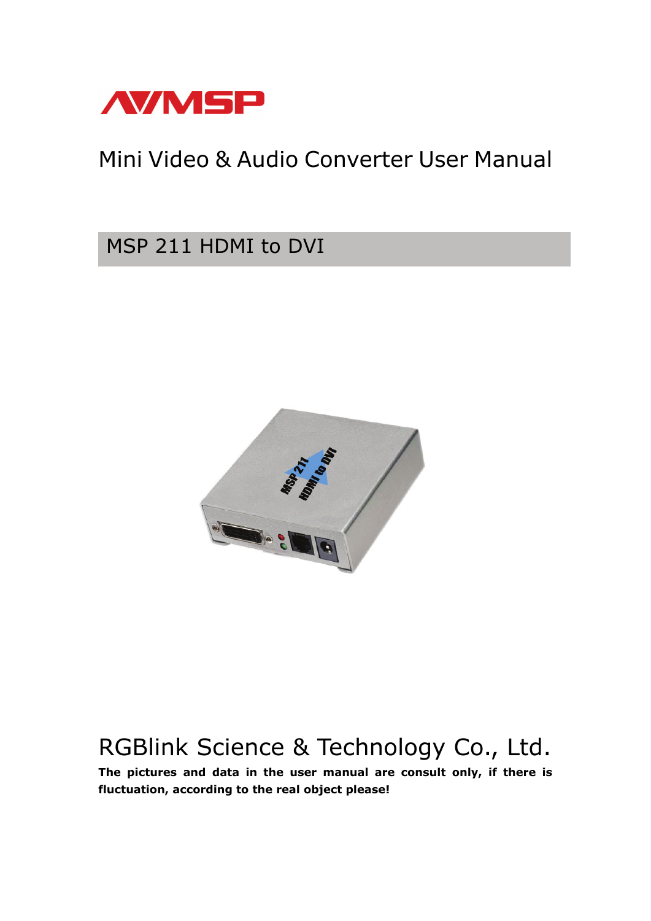# Mini Video & Audio Converter User Manual

## MSP 211 HDMI to DVI

RGBlink Science & Technology Co., Ltd.

**The pictures and data in the user manual are consult only, if there is fluctuation, according to the real object please!**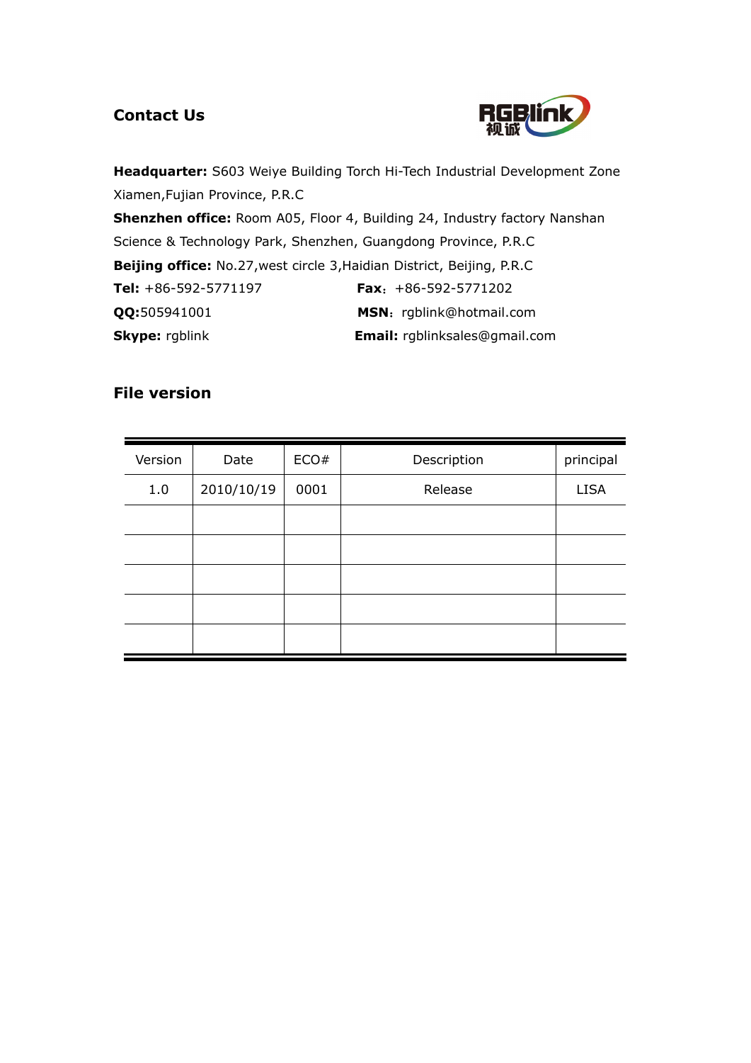## Contact Us

**Headquarter:** S603 Weiye Building Torch Hi-Tech Industrial Development Zone Xiamen,Fujian Province, P.R.C

**Shenzhen office:** Room A05, Floor 4, Building 24, Industry factory Nanshan Science & Technology Park, Shenzhen, Guangdong Province, P.R.C

**Beijing office:** No.27,west circle 3,Haidian District, Beijing, P.R.C

**Tel:** +86-592-5771197 **Fax**：+86-592-5771202

**QQ:**505941001 **MSN**：rgblink@hotmail.com

**Skype:** rgblink **Email:** rgblinksales@gmail.com

## File version

| Version | Date | ECO# | Description | principal |
|---|---|---|---|---|
| 1.0 | 2010/10/19 | 0001 | Release | LISA |
| | | | | |
| | | | | |
| | | | | |
| | | | | |
| | | | | |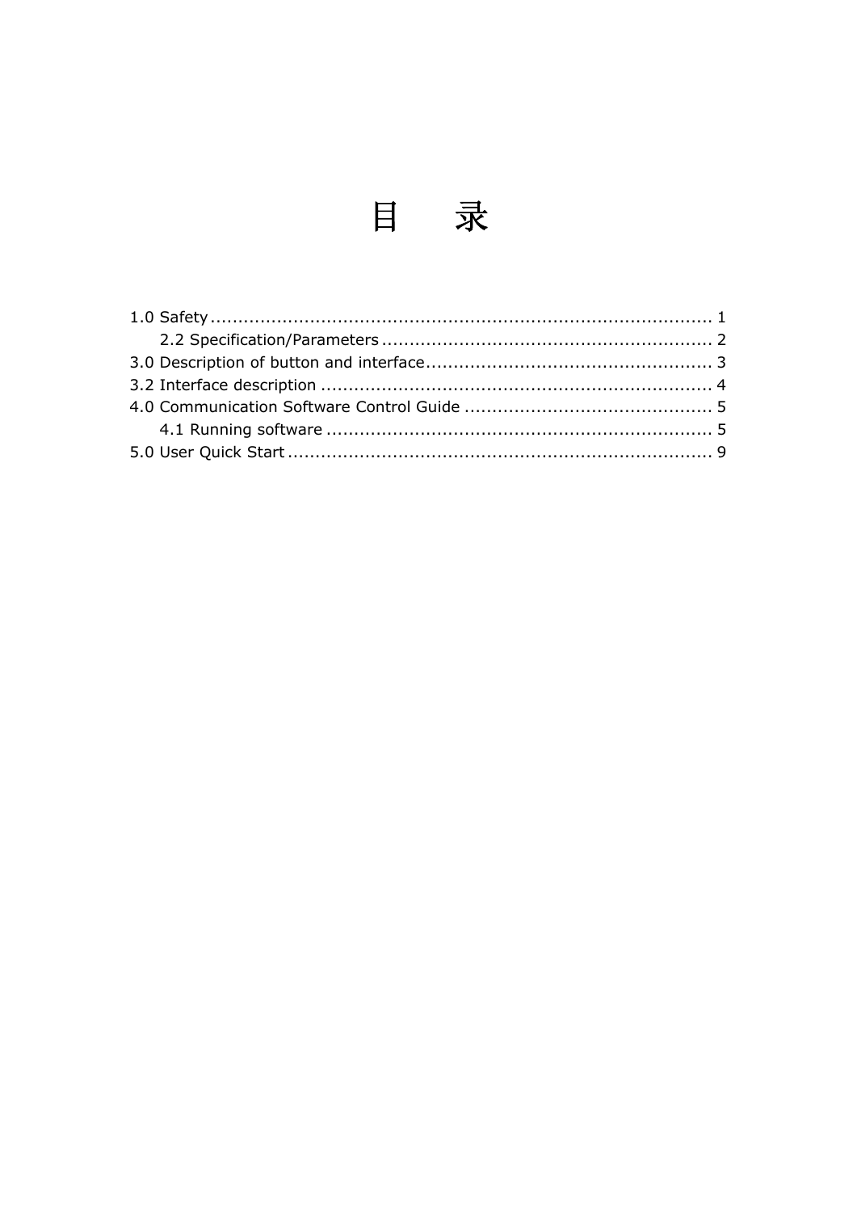# 目　　录

1.0 Safety ........................................................................................ 1

　　2.2 Specification/Parameters ............................................................ 2

3.0 Description of button and interface.................................................... 3

3.2 Interface description ....................................................................... 4

4.0 Communication Software Control Guide ............................................. 5

　　4.1 Running software ..................................................................... 5

5.0 User Quick Start ............................................................................. 9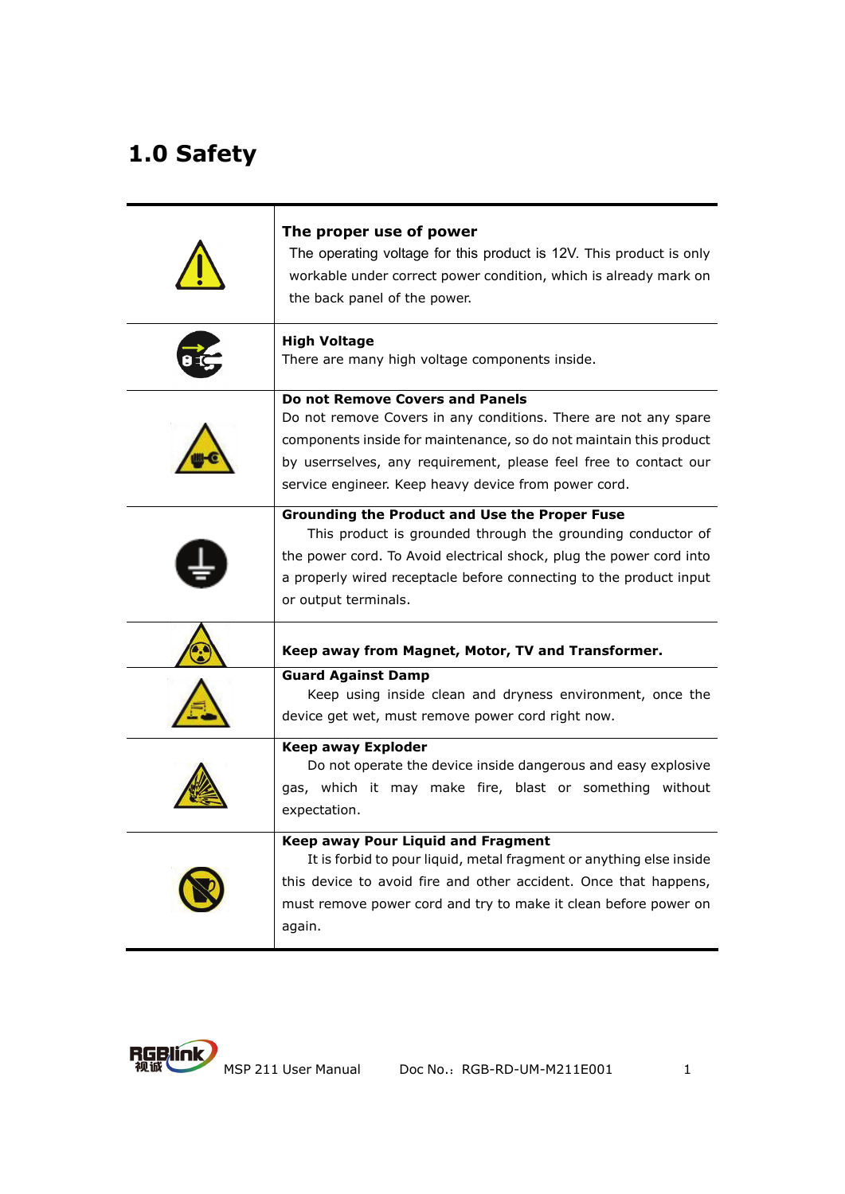# 1.0 Safety

| | |
|---|---|
| | **The proper use of power**<br>The operating voltage for this product is 12V. This product is only workable under correct power condition, which is already mark on the back panel of the power. |
| | **High Voltage**<br>There are many high voltage components inside. |
| | **Do not Remove Covers and Panels**<br>Do not remove Covers in any conditions. There are not any spare components inside for maintenance, so do not maintain this product by userrselves, any requirement, please feel free to contact our service engineer. Keep heavy device from power cord. |
| | **Grounding the Product and Use the Proper Fuse**<br>This product is grounded through the grounding conductor of the power cord. To Avoid electrical shock, plug the power cord into a properly wired receptacle before connecting to the product input or output terminals. |
| | **Keep away from Magnet, Motor, TV and Transformer.** |
| | **Guard Against Damp**<br>Keep using inside clean and dryness environment, once the device get wet, must remove power cord right now. |
| | **Keep away Exploder**<br>Do not operate the device inside dangerous and easy explosive gas, which it may make fire, blast or something without expectation. |
| | **Keep away Pour Liquid and Fragment**<br>It is forbid to pour liquid, metal fragment or anything else inside this device to avoid fire and other accident. Once that happens, must remove power cord and try to make it clean before power on again. |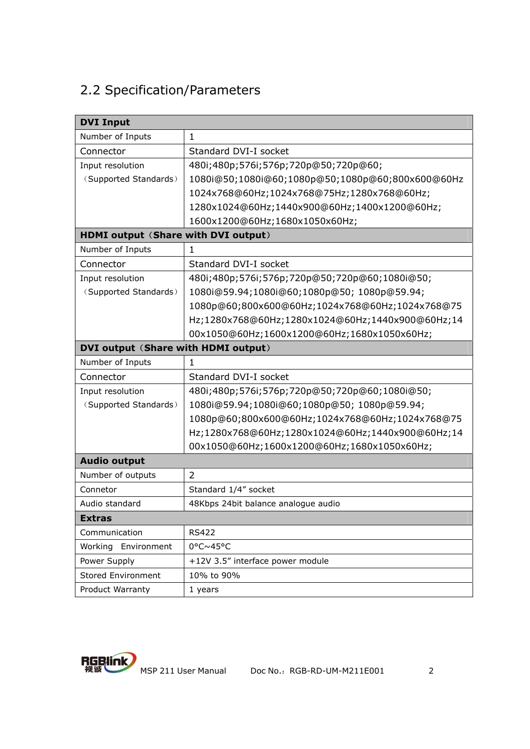## 2.2 Specification/Parameters

| **DVI Input** | |
|---|---|
| Number of Inputs | 1 |
| Connector | Standard DVI-I socket |
| Input resolution（Supported Standards） | 480i;480p;576i;576p;720p@50;720p@60;1080i@50;1080i@60;1080p@50;1080p@60;800x600@60Hz 1024x768@60Hz;1024x768@75Hz;1280x768@60Hz;1280x1024@60Hz;1440x900@60Hz;1400x1200@60Hz;1600x1200@60Hz;1680x1050x60Hz; |
| **HDMI output（Share with DVI output）** | |
| Number of Inputs | 1 |
| Connector | Standard DVI-I socket |
| Input resolution（Supported Standards） | 480i;480p;576i;576p;720p@50;720p@60;1080i@50;1080i@59.94;1080i@60;1080p@50; 1080p@59.94;1080p@60;800x600@60Hz;1024x768@60Hz;1024x768@75Hz;1280x768@60Hz;1280x1024@60Hz;1440x900@60Hz;1400x1050@60Hz;1600x1200@60Hz;1680x1050x60Hz; |
| **DVI output（Share with HDMI output）** | |
| Number of Inputs | 1 |
| Connector | Standard DVI-I socket |
| Input resolution（Supported Standards） | 480i;480p;576i;576p;720p@50;720p@60;1080i@50;1080i@59.94;1080i@60;1080p@50; 1080p@59.94;1080p@60;800x600@60Hz;1024x768@60Hz;1024x768@75Hz;1280x768@60Hz;1280x1024@60Hz;1440x900@60Hz;1400x1050@60Hz;1600x1200@60Hz;1680x1050x60Hz; |
| **Audio output** | |
| Number of outputs | 2 |
| Connetor | Standard 1/4" socket |
| Audio standard | 48Kbps 24bit balance analogue audio |
| **Extras** | |
| Communication | RS422 |
| Working Environment | 0°C~45°C |
| Power Supply | +12V 3.5" interface power module |
| Stored Environment | 10% to 90% |
| Product Warranty | 1 years |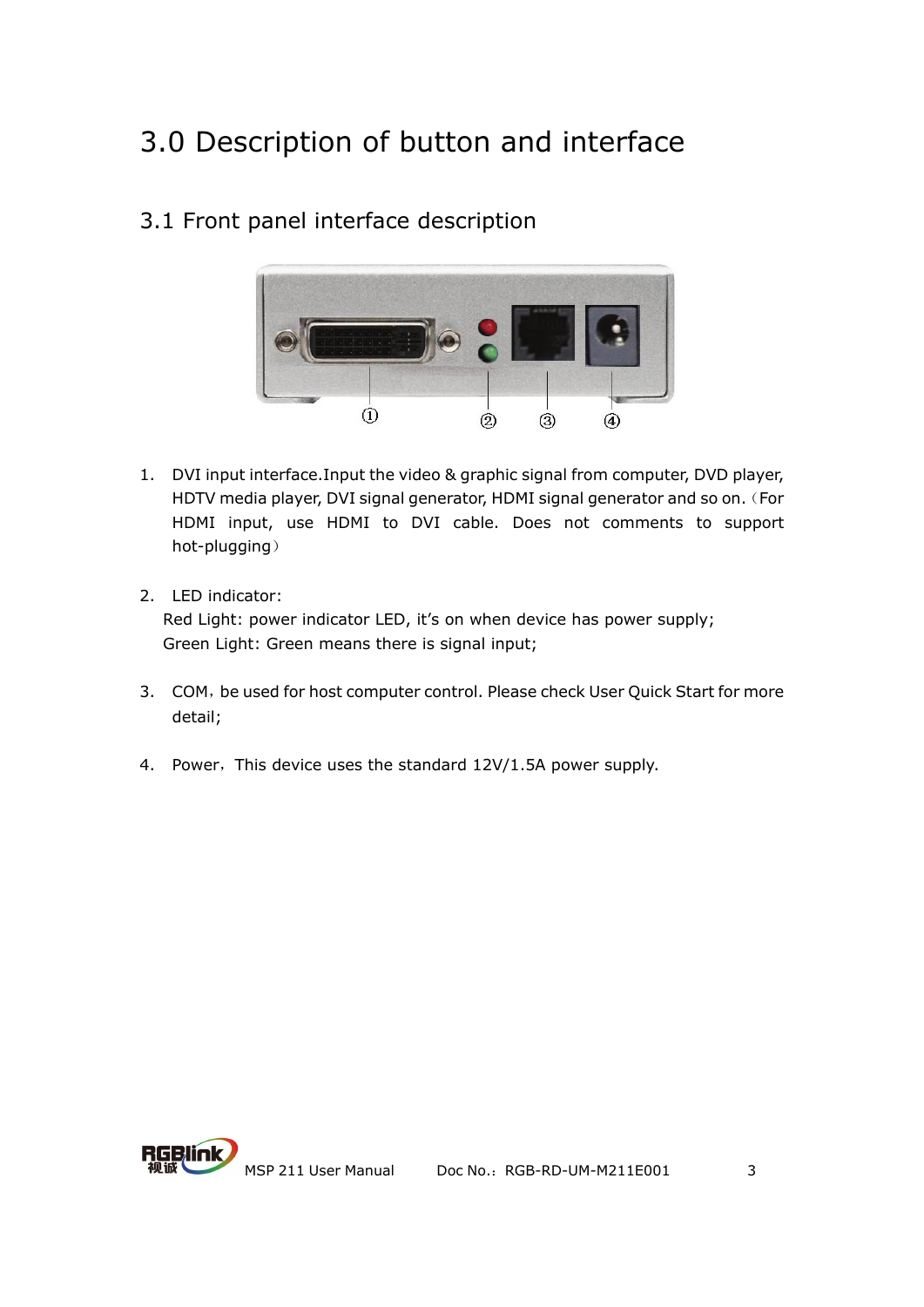# 3.0 Description of button and interface

## 3.1 Front panel interface description

1. DVI input interface.Input the video & graphic signal from computer, DVD player, HDTV media player, DVI signal generator, HDMI signal generator and so on.（For HDMI input, use HDMI to DVI cable. Does not comments to support hot-plugging）

2. LED indicator:
   Red Light: power indicator LED, it's on when device has power supply;
   Green Light: Green means there is signal input;

3. COM，be used for host computer control. Please check User Quick Start for more detail;

4. Power，This device uses the standard 12V/1.5A power supply.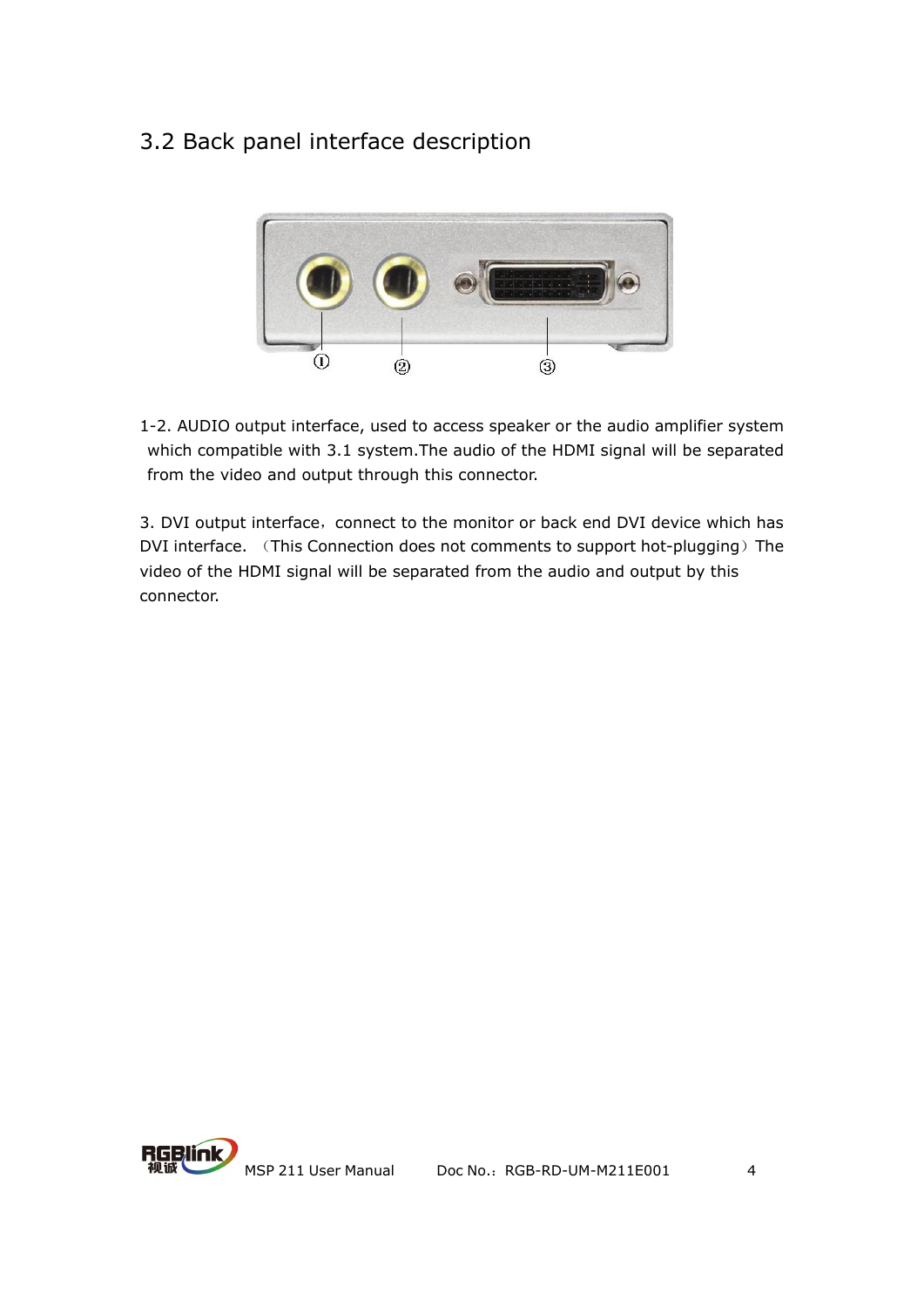## 3.2 Back panel interface description

①　　②　　③

1-2. AUDIO output interface, used to access speaker or the audio amplifier system which compatible with 3.1 system.The audio of the HDMI signal will be separated from the video and output through this connector.

3. DVI output interface，connect to the monitor or back end DVI device which has DVI interface. （This Connection does not comments to support hot-plugging）The video of the HDMI signal will be separated from the audio and output by this connector.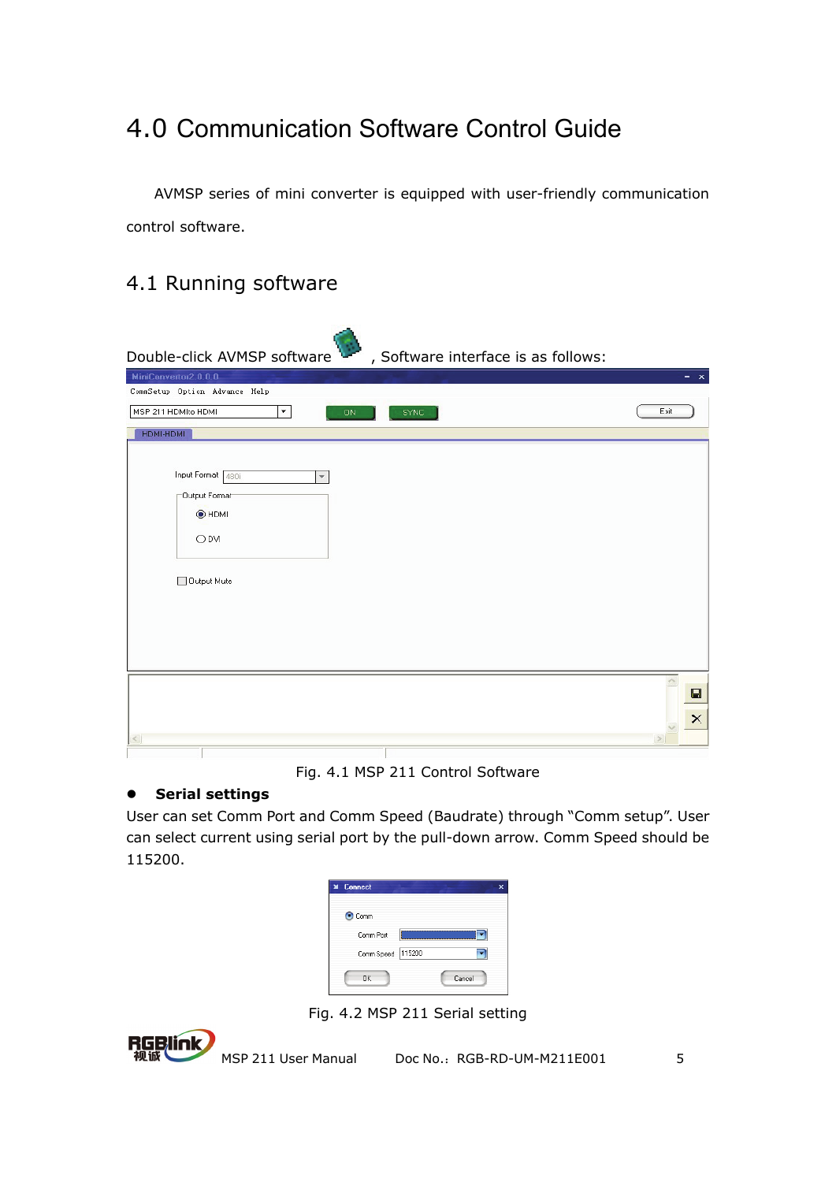# 4.0 Communication Software Control Guide

AVMSP series of mini converter is equipped with user-friendly communication control software.

## 4.1 Running software

Double-click AVMSP software , Software interface is as follows:

Fig. 4.1 MSP 211 Control Software

- **Serial settings**

User can set Comm Port and Comm Speed (Baudrate) through "Comm setup". User can select current using serial port by the pull-down arrow. Comm Speed should be 115200.

Fig. 4.2 MSP 211 Serial setting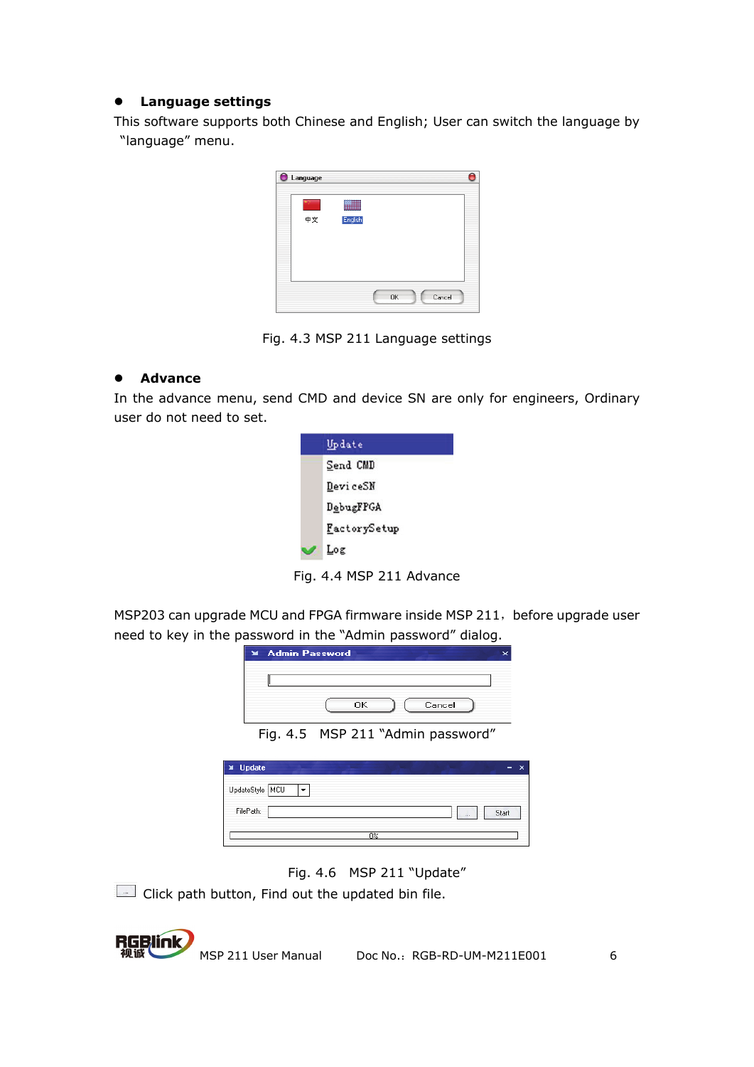- **Language settings**

This software supports both Chinese and English; User can switch the language by "language" menu.

Fig. 4.3 MSP 211 Language settings

- **Advance**

In the advance menu, send CMD and device SN are only for engineers, Ordinary user do not need to set.

Fig. 4.4 MSP 211 Advance

MSP203 can upgrade MCU and FPGA firmware inside MSP 211，before upgrade user need to key in the password in the "Admin password" dialog.

Fig. 4.5 MSP 211 "Admin password"

Fig. 4.6 MSP 211 "Update"

Click path button, Find out the updated bin file.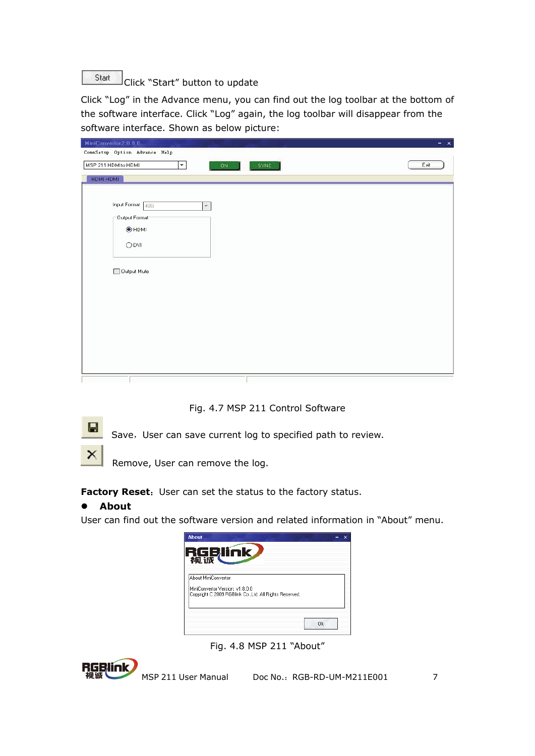Start Click "Start" button to update

Click "Log" in the Advance menu, you can find out the log toolbar at the bottom of the software interface. Click "Log" again, the log toolbar will disappear from the software interface. Shown as below picture:

Fig. 4.7 MSP 211 Control Software

Save，User can save current log to specified path to review.

Remove, User can remove the log.

**Factory Reset**：User can set the status to the factory status.

- **About**

User can find out the software version and related information in "About" menu.

Fig. 4.8 MSP 211 "About"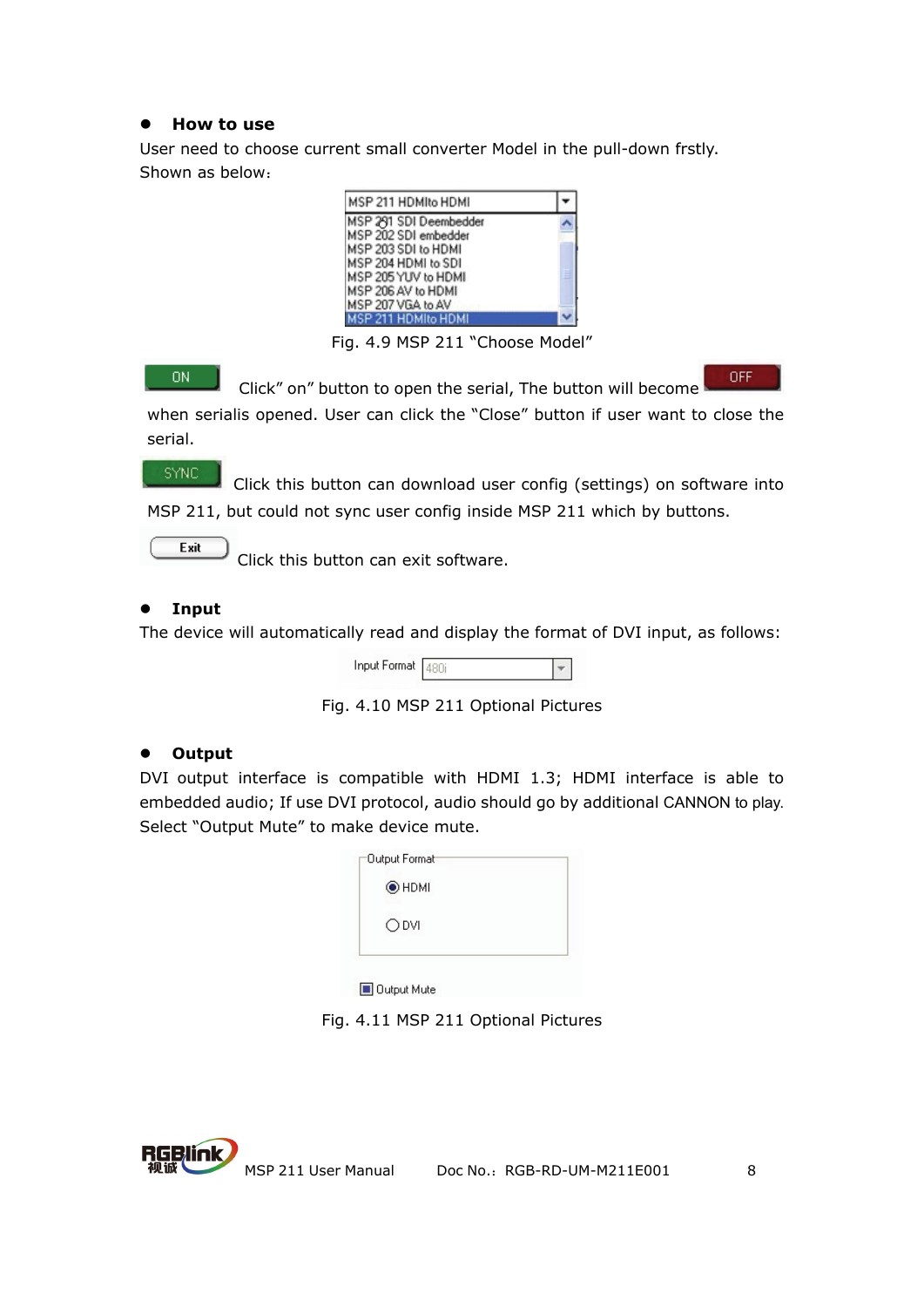- **How to use**

User need to choose current small converter Model in the pull-down frstly. Shown as below:

Fig. 4.9 MSP 211 "Choose Model"

Click" on" button to open the serial, The button will become when serialis opened. User can click the "Close" button if user want to close the serial.

Click this button can download user config (settings) on software into MSP 211, but could not sync user config inside MSP 211 which by buttons.

Click this button can exit software.

- **Input**

The device will automatically read and display the format of DVI input, as follows:

Fig. 4.10 MSP 211 Optional Pictures

- **Output**

DVI output interface is compatible with HDMI 1.3; HDMI interface is able to embedded audio; If use DVI protocol, audio should go by additional CANNON to play. Select "Output Mute" to make device mute.

Fig. 4.11 MSP 211 Optional Pictures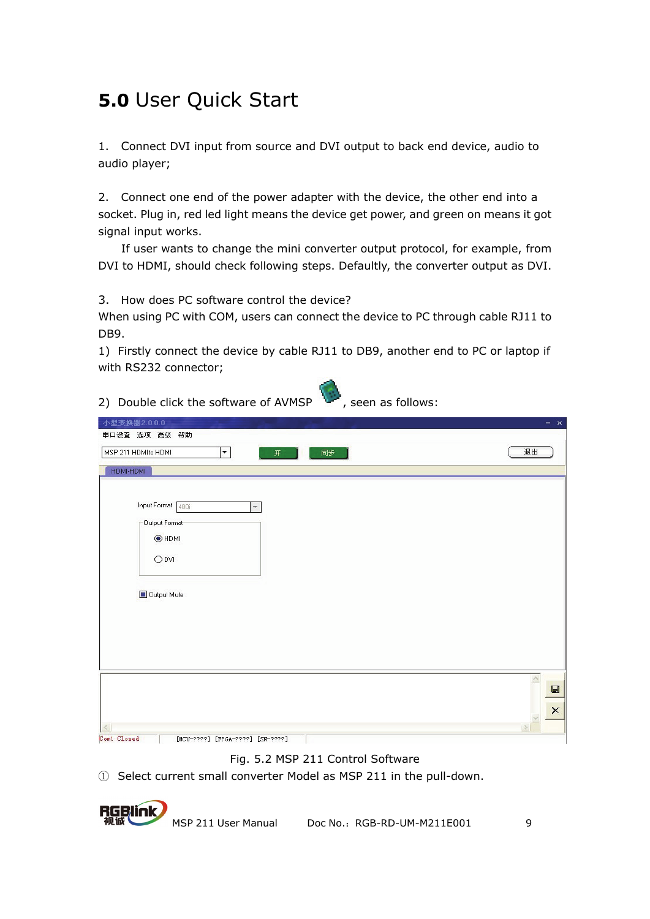# 5.0 User Quick Start

1. Connect DVI input from source and DVI output to back end device, audio to audio player;

2. Connect one end of the power adapter with the device, the other end into a socket. Plug in, red led light means the device get power, and green on means it got signal input works.

   If user wants to change the mini converter output protocol, for example, from DVI to HDMI, should check following steps. Defaultly, the converter output as DVI.

3. How does PC software control the device?

When using PC with COM, users can connect the device to PC through cable RJ11 to DB9.

1) Firstly connect the device by cable RJ11 to DB9, another end to PC or laptop if with RS232 connector;

2) Double click the software of AVMSP , seen as follows:

Fig. 5.2 MSP 211 Control Software

① Select current small converter Model as MSP 211 in the pull-down.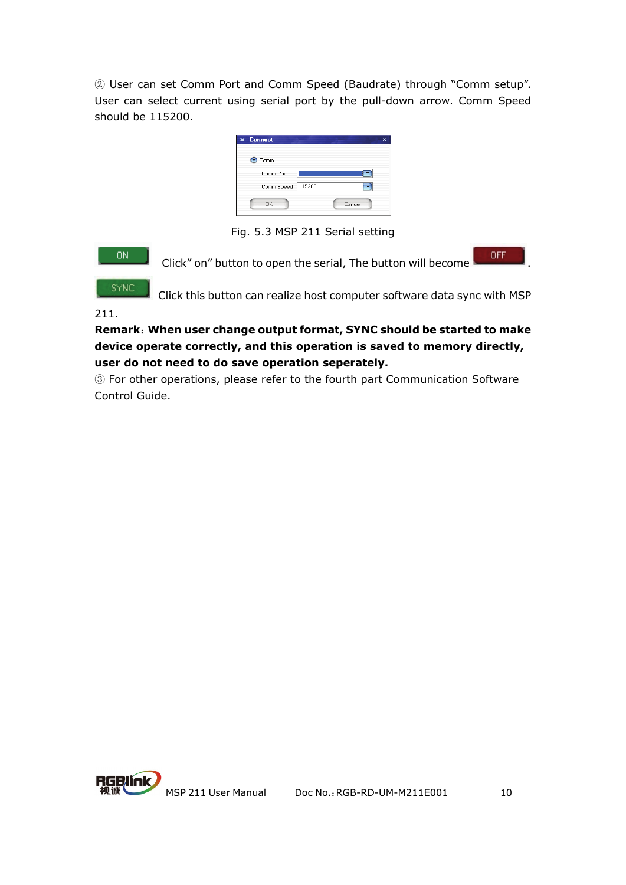② User can set Comm Port and Comm Speed (Baudrate) through "Comm setup". User can select current using serial port by the pull-down arrow. Comm Speed should be 115200.

Fig. 5.3 MSP 211 Serial setting

Click" on" button to open the serial, The button will become .

Click this button can realize host computer software data sync with MSP 211.

**Remark: When user change output format, SYNC should be started to make device operate correctly, and this operation is saved to memory directly, user do not need to do save operation seperately.**

③ For other operations, please refer to the fourth part Communication Software Control Guide.